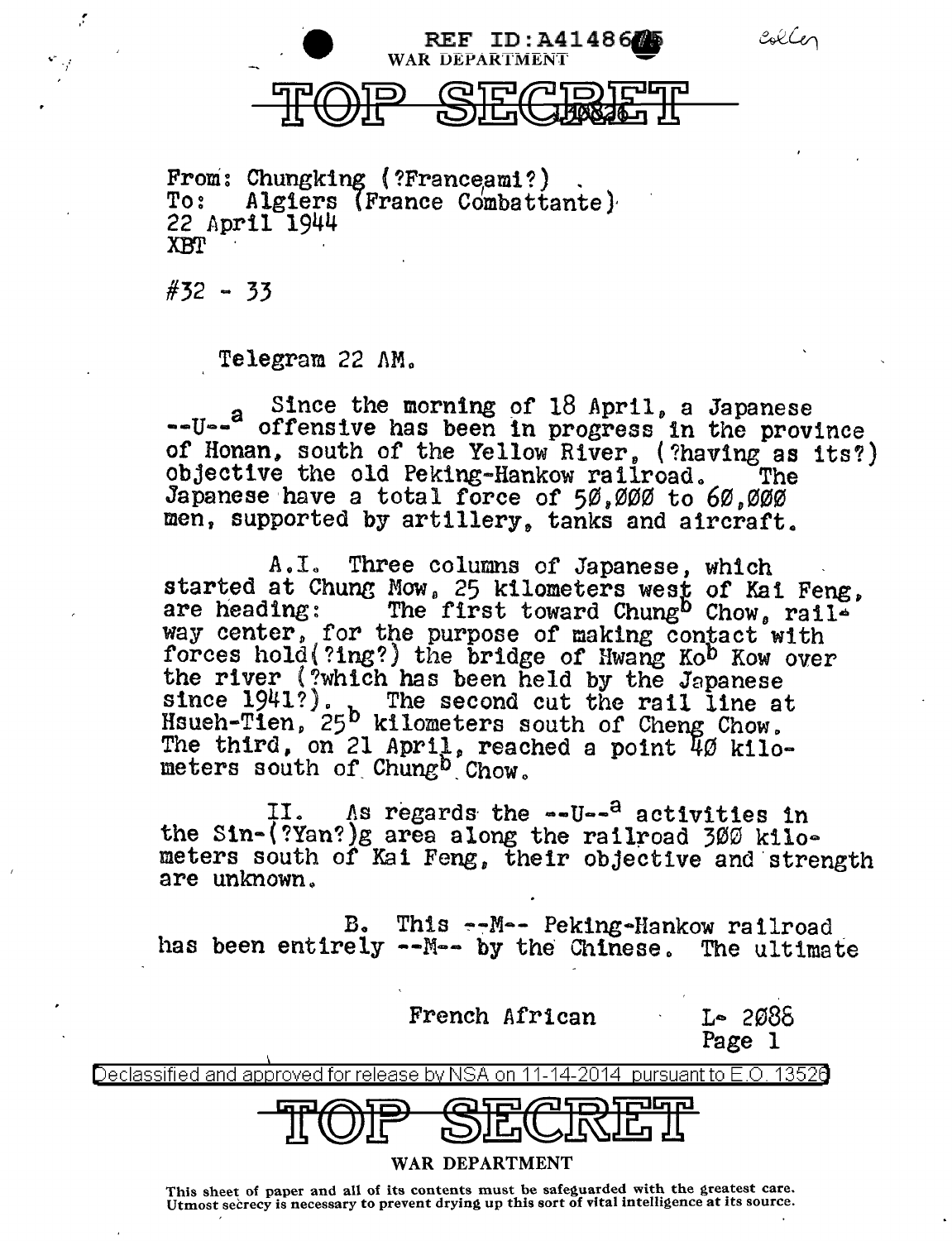REF ID:A4148645
WAR DEPARTMENT

# TOP SECRET

From: Chungking (?Franceami?)
To: Algiers (France Combattante)
22 April 1944
XBT

#32 - 33

Telegram 22 AM.

Since the morning of 18 April, a Japanese --U--[a] offensive has been in progress in the province of Honan, south of the Yellow River, (?having as its?) objective the old Peking-Hankow railroad. The Japanese have a total force of 50,000 to 60,000 men, supported by artillery, tanks and aircraft.

A.I. Three columns of Japanese, which started at Chung Mow, 25 kilometers west of Kai Feng, are heading: The first toward Chung[b] Chow, railway center, for the purpose of making contact with forces hold(?ing?) the bridge of Hwang Ko[b] Kow over the river (?which has been held by the Japanese since 1941?). The second cut the rail line at Hsueh-Tien, 25[b] kilometers south of Cheng Chow. The third, on 21 April, reached a point 40 kilometers south of Chung[b] Chow.

II. As regards the --U--[a] activities in the Sin-(?Yan?)g area along the railroad 300 kilometers south of Kai Feng, their objective and strength are unknown.

B. This --M-- Peking-Hankow railroad has been entirely --M-- by the Chinese. The ultimate

French African L- 2088

Declassified and approved for release by NSA on 11-14-2014 pursuant to E.O. 13526

# TOP SECRET

WAR DEPARTMENT

This sheet of paper and all of its contents must be safeguarded with the greatest care. Utmost secrecy is necessary to prevent drying up this sort of vital intelligence at its source.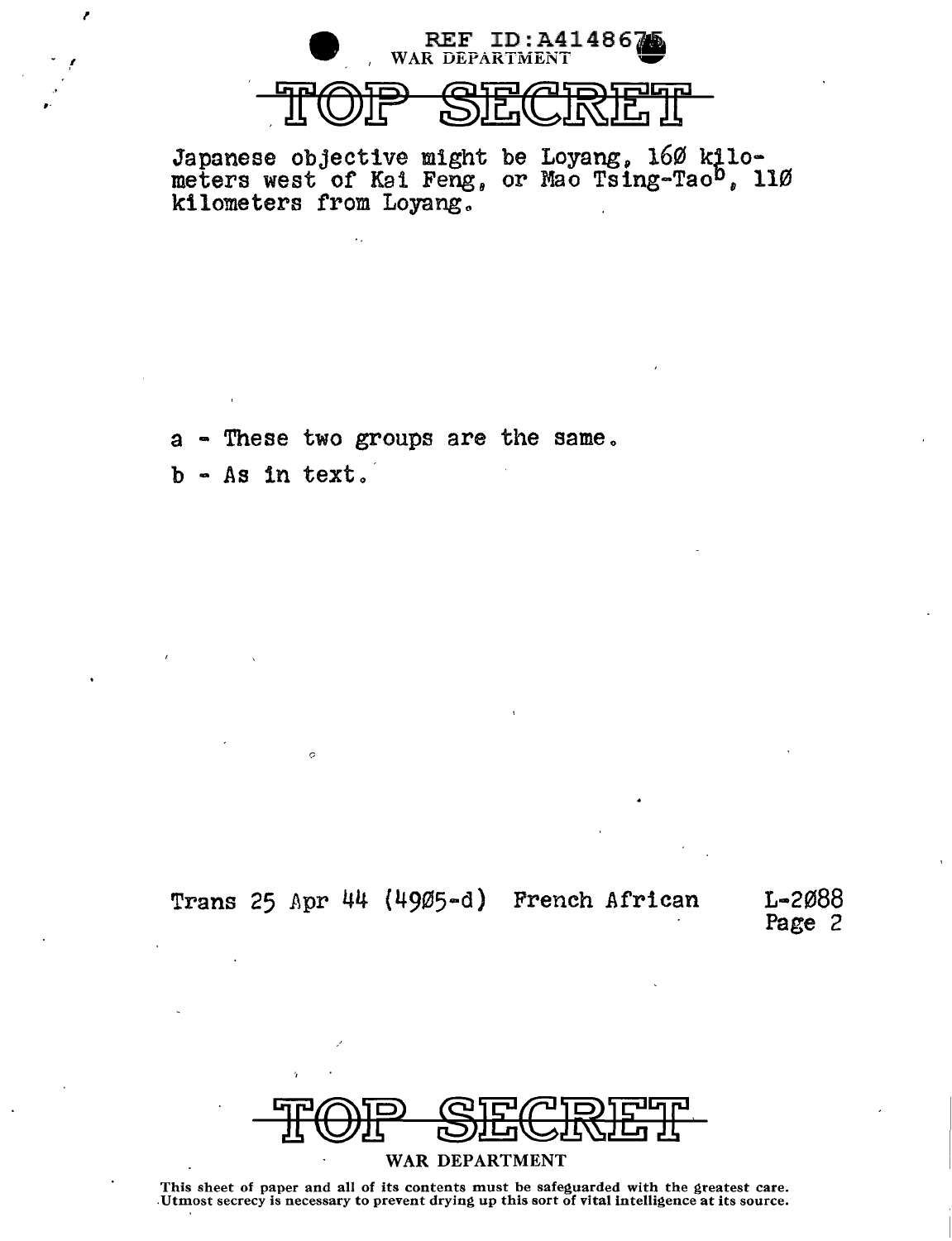Japanese objective might be Loyang, 160 kilometers west of Kai Feng, or Mao Tsing-Tao[b], 110 kilometers from Loyang.

a - These two groups are the same.

b - As in text.

Trans 25 Apr 44 (4905-d) French African

L-2088

Page 2

This sheet of paper and all of its contents must be safeguarded with the greatest care. Utmost secrecy is necessary to prevent drying up this sort of vital intelligence at its source.